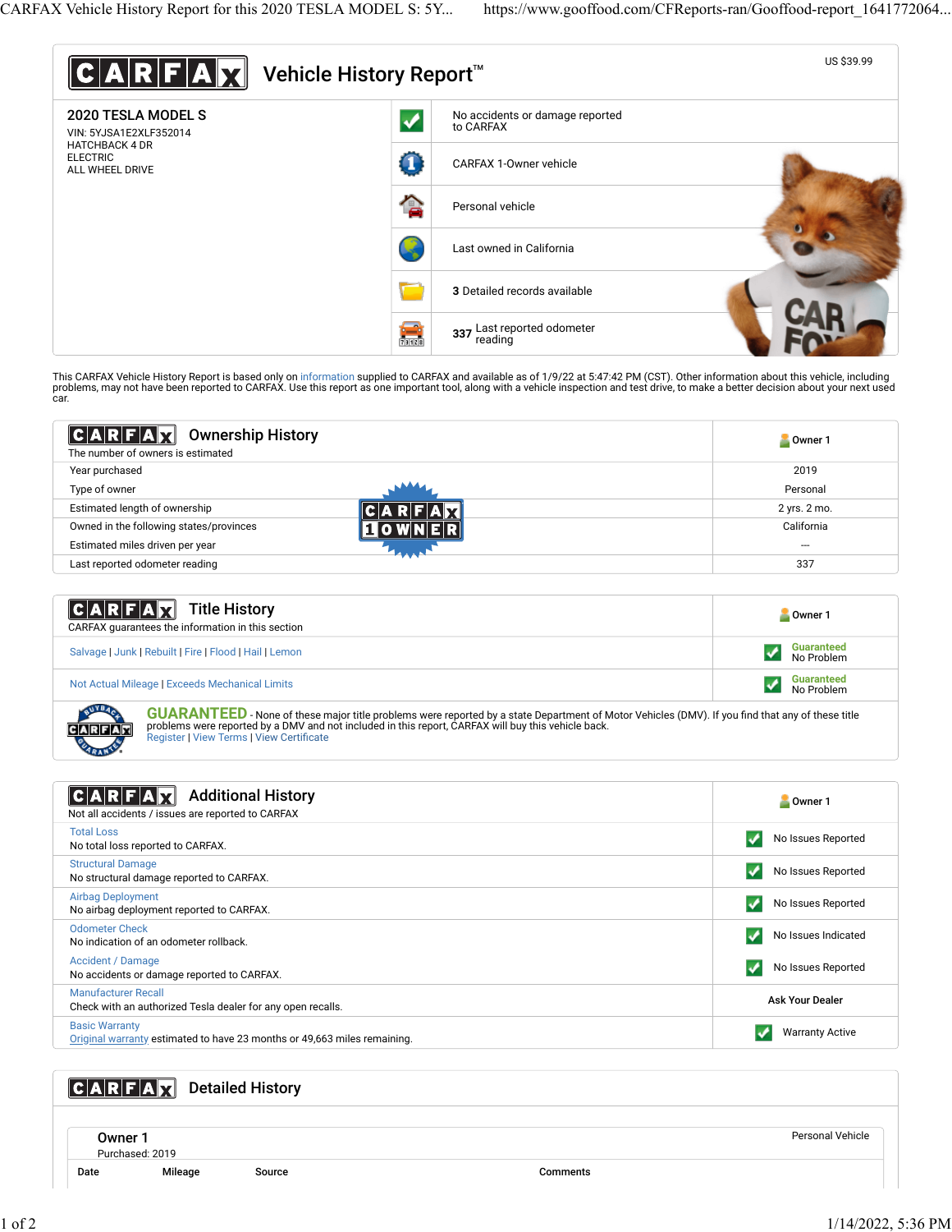# CARFAX Vehicle History Report™

US $39.99

## 2020 TESLA MODEL S

VIN: 5YJSA1E2XLF352014
HATCHBACK 4 DR
ELECTRIC
ALL WHEEL DRIVE

- No accidents or damage reported to CARFAX
- CARFAX 1-Owner vehicle
- Personal vehicle
- Last owned in California
- **3** Detailed records available
- **337** Last reported odometer reading

This CARFAX Vehicle History Report is based only on information supplied to CARFAX and available as of 1/9/22 at 5:47:42 PM (CST). Other information about this vehicle, including problems, may not have been reported to CARFAX. Use this report as one important tool, along with a vehicle inspection and test drive, to make a better decision about your next used car.

## Ownership History

The number of owners is estimated

| | Owner 1 |
|---|---|
| Year purchased | 2019 |
| Type of owner | Personal |
| Estimated length of ownership | 2 yrs. 2 mo. |
| Owned in the following states/provinces | California |
| Estimated miles driven per year | --- |
| Last reported odometer reading | 337 |

CARFAX 1 OWNER

## Title History

CARFAX guarantees the information in this section

| | Owner 1 |
|---|---|
| Salvage \| Junk \| Rebuilt \| Fire \| Flood \| Hail \| Lemon | Guaranteed No Problem |
| Not Actual Mileage \| Exceeds Mechanical Limits | Guaranteed No Problem |

**GUARANTEED** - None of these major title problems were reported by a state Department of Motor Vehicles (DMV). If you find that any of these title problems were reported by a DMV and not included in this report, CARFAX will buy this vehicle back.
Register | View Terms | View Certificate

## Additional History

Not all accidents / issues are reported to CARFAX

| | Owner 1 |
|---|---|
| Total Loss<br>No total loss reported to CARFAX. | No Issues Reported |
| Structural Damage<br>No structural damage reported to CARFAX. | No Issues Reported |
| Airbag Deployment<br>No airbag deployment reported to CARFAX. | No Issues Reported |
| Odometer Check<br>No indication of an odometer rollback. | No Issues Indicated |
| Accident / Damage<br>No accidents or damage reported to CARFAX. | No Issues Reported |
| Manufacturer Recall<br>Check with an authorized Tesla dealer for any open recalls. | Ask Your Dealer |
| Basic Warranty<br>Original warranty estimated to have 23 months or 49,663 miles remaining. | Warranty Active |

## Detailed History

### Owner 1

Purchased: 2019

Personal Vehicle

| Date | Mileage | Source | Comments |
|---|---|---|---|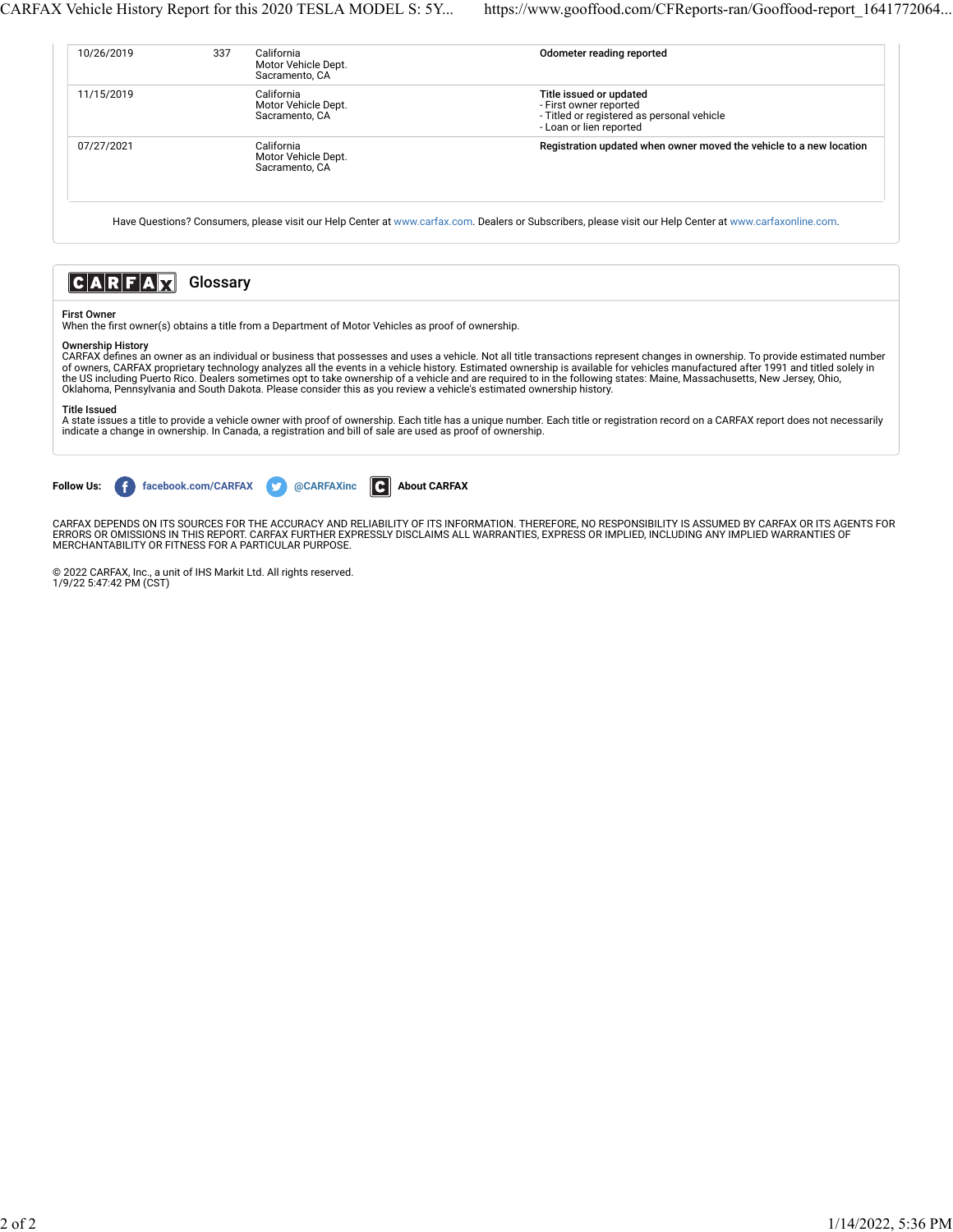| | | | |
|---|---|---|---|
| 10/26/2019 | 337 | California<br>Motor Vehicle Dept.<br>Sacramento, CA | **Odometer reading reported** |
| 11/15/2019 | | California<br>Motor Vehicle Dept.<br>Sacramento, CA | **Title issued or updated**<br>- First owner reported<br>- Titled or registered as personal vehicle<br>- Loan or lien reported |
| 07/27/2021 | | California<br>Motor Vehicle Dept.<br>Sacramento, CA | **Registration updated when owner moved the vehicle to a new location** |

Have Questions? Consumers, please visit our Help Center at www.carfax.com. Dealers or Subscribers, please visit our Help Center at www.carfaxonline.com.

## CARFAX Glossary

**First Owner**
When the first owner(s) obtains a title from a Department of Motor Vehicles as proof of ownership.

**Ownership History**
CARFAX defines an owner as an individual or business that possesses and uses a vehicle. Not all title transactions represent changes in ownership. To provide estimated number of owners, CARFAX proprietary technology analyzes all the events in a vehicle history. Estimated ownership is available for vehicles manufactured after 1991 and titled solely in the US including Puerto Rico. Dealers sometimes opt to take ownership of a vehicle and are required to in the following states: Maine, Massachusetts, New Jersey, Ohio, Oklahoma, Pennsylvania and South Dakota. Please consider this as you review a vehicle's estimated ownership history.

**Title Issued**
A state issues a title to provide a vehicle owner with proof of ownership. Each title has a unique number. Each title or registration record on a CARFAX report does not necessarily indicate a change in ownership. In Canada, a registration and bill of sale are used as proof of ownership.

**Follow Us:** facebook.com/CARFAX @CARFAXinc About CARFAX

CARFAX DEPENDS ON ITS SOURCES FOR THE ACCURACY AND RELIABILITY OF ITS INFORMATION. THEREFORE, NO RESPONSIBILITY IS ASSUMED BY CARFAX OR ITS AGENTS FOR ERRORS OR OMISSIONS IN THIS REPORT. CARFAX FURTHER EXPRESSLY DISCLAIMS ALL WARRANTIES, EXPRESS OR IMPLIED, INCLUDING ANY IMPLIED WARRANTIES OF MERCHANTABILITY OR FITNESS FOR A PARTICULAR PURPOSE.

© 2022 CARFAX, Inc., a unit of IHS Markit Ltd. All rights reserved.
1/9/22 5:47:42 PM (CST)